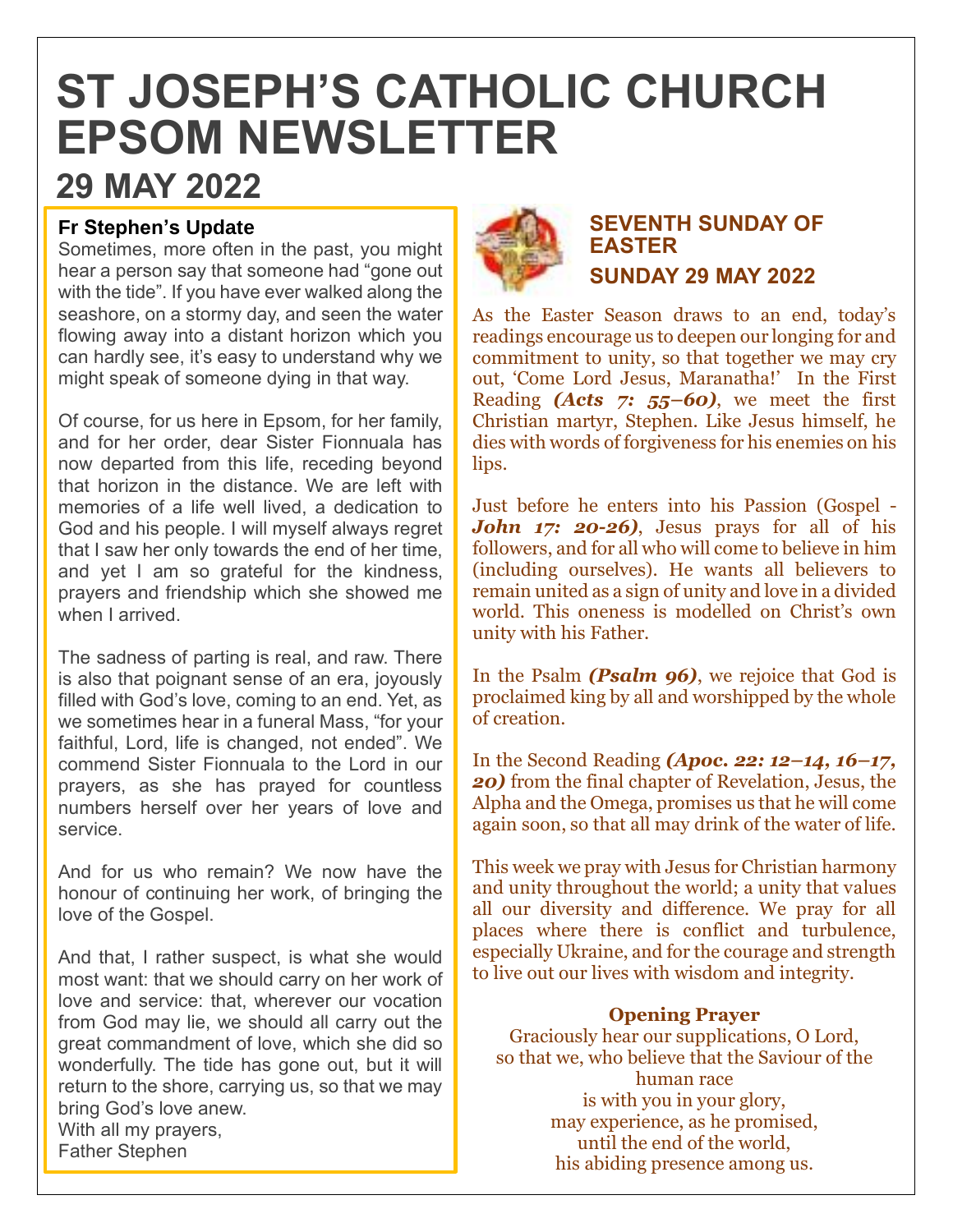# ST JOSEPH'S CATHOLIC CHURCH EPSOM NEWSLETTER

## 29 MAY 2022

### Fr Stephen's Update

Sometimes, more often in the past, you might hear a person say that someone had "gone out with the tide". If you have ever walked along the seashore, on a stormy day, and seen the water flowing away into a distant horizon which you can hardly see, it's easy to understand why we might speak of someone dying in that way.

Of course, for us here in Epsom, for her family, and for her order, dear Sister Fionnuala has now departed from this life, receding beyond that horizon in the distance. We are left with memories of a life well lived, a dedication to God and his people. I will myself always regret that I saw her only towards the end of her time, and yet I am so grateful for the kindness, prayers and friendship which she showed me when I arrived.

The sadness of parting is real, and raw. There is also that poignant sense of an era, joyously filled with God's love, coming to an end. Yet, as we sometimes hear in a funeral Mass, "for your faithful, Lord, life is changed, not ended". We commend Sister Fionnuala to the Lord in our prayers, as she has prayed for countless numbers herself over her years of love and service.

And for us who remain? We now have the honour of continuing her work, of bringing the love of the Gospel.

And that, I rather suspect, is what she would most want: that we should carry on her work of love and service: that, wherever our vocation from God may lie, we should all carry out the great commandment of love, which she did so wonderfully. The tide has gone out, but it will return to the shore, carrying us, so that we may bring God's love anew.

With all my prayers,
Father Stephen

### SEVENTH SUNDAY OF EASTER

### SUNDAY 29 MAY 2022

As the Easter Season draws to an end, today's readings encourage us to deepen our longing for and commitment to unity, so that together we may cry out, 'Come Lord Jesus, Maranatha!' In the First Reading ***(Acts 7: 55–60)***, we meet the first Christian martyr, Stephen. Like Jesus himself, he dies with words of forgiveness for his enemies on his lips.

Just before he enters into his Passion (Gospel - ***John 17: 20-26***), Jesus prays for all of his followers, and for all who will come to believe in him (including ourselves). He wants all believers to remain united as a sign of unity and love in a divided world. This oneness is modelled on Christ's own unity with his Father.

In the Psalm ***(Psalm 96)***, we rejoice that God is proclaimed king by all and worshipped by the whole of creation.

In the Second Reading ***(Apoc. 22: 12–14, 16–17, 20)*** from the final chapter of Revelation, Jesus, the Alpha and the Omega, promises us that he will come again soon, so that all may drink of the water of life.

This week we pray with Jesus for Christian harmony and unity throughout the world; a unity that values all our diversity and difference. We pray for all places where there is conflict and turbulence, especially Ukraine, and for the courage and strength to live out our lives with wisdom and integrity.

**Opening Prayer**

Graciously hear our supplications, O Lord,
so that we, who believe that the Saviour of the human race
is with you in your glory,
may experience, as he promised,
until the end of the world,
his abiding presence among us.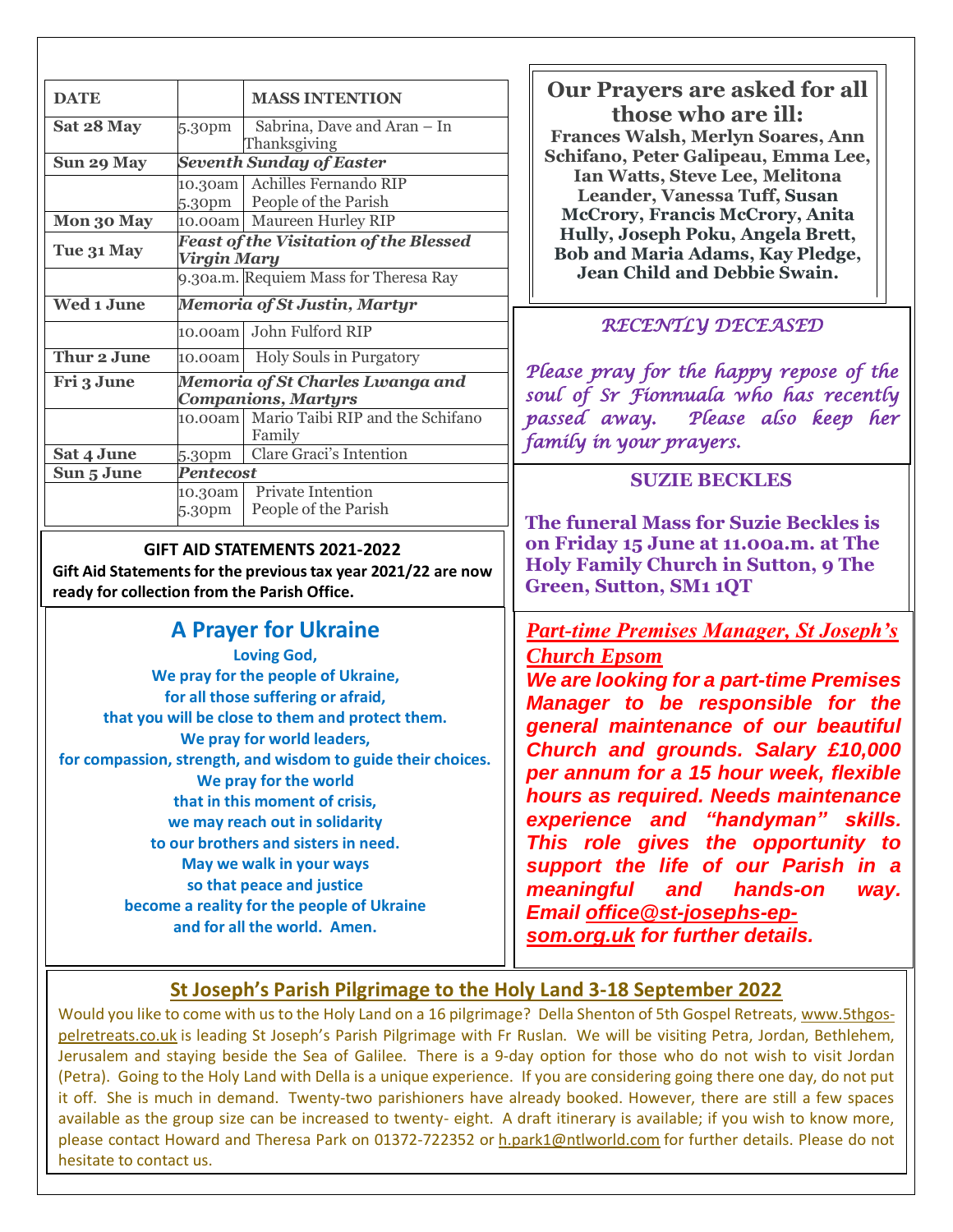| DATE | | MASS INTENTION |
|---|---|---|
| **Sat 28 May** | 5.30pm | Sabrina, Dave and Aran – In Thanksgiving |
| **Sun 29 May** | ***Seventh Sunday of Easter*** | |
| | 10.30am<br>5.30pm | Achilles Fernando RIP<br>People of the Parish |
| **Mon 30 May** | 10.00am | Maureen Hurley RIP |
| **Tue 31 May** | ***Feast of the Visitation of the Blessed Virgin Mary*** | |
| | 9.30a.m. | Requiem Mass for Theresa Ray |
| **Wed 1 June** | ***Memoria of St Justin, Martyr*** | |
| | 10.00am | John Fulford RIP |
| **Thur 2 June** | 10.00am | Holy Souls in Purgatory |
| **Fri 3 June** | ***Memoria of St Charles Lwanga and Companions, Martyrs*** | |
| | 10.00am | Mario Taibi RIP and the Schifano Family |
| **Sat 4 June** | 5.30pm | Clare Graci's Intention |
| **Sun 5 June** | ***Pentecost*** | |
| | 10.30am<br>5.30pm | Private Intention<br>People of the Parish |

## GIFT AID STATEMENTS 2021-2022

**Gift Aid Statements for the previous tax year 2021/22 are now ready for collection from the Parish Office.**

## A Prayer for Ukraine

**Loving God,**
**We pray for the people of Ukraine,**
**for all those suffering or afraid,**
**that you will be close to them and protect them.**
**We pray for world leaders,**
**for compassion, strength, and wisdom to guide their choices.**
**We pray for the world**
**that in this moment of crisis,**
**we may reach out in solidarity**
**to our brothers and sisters in need.**
**May we walk in your ways**
**so that peace and justice**
**become a reality for the people of Ukraine**
**and for all the world. Amen.**

## Our Prayers are asked for all those who are ill:

**Frances Walsh, Merlyn Soares, Ann Schifano, Peter Galipeau, Emma Lee, Ian Watts, Steve Lee, Melitona Leander, Vanessa Tuff, Susan McCrory, Francis McCrory, Anita Hully, Joseph Poku, Angela Brett, Bob and Maria Adams, Kay Pledge, Jean Child and Debbie Swain.**

## *RECENTLY DECEASED*

*Please pray for the happy repose of the soul of Sr Fionnuala who has recently passed away. Please also keep her family in your prayers.*

## SUZIE BECKLES

**The funeral Mass for Suzie Beckles is on Friday 15 June at 11.00a.m. at The Holy Family Church in Sutton, 9 The Green, Sutton, SM1 1QT**

## *Part-time Premises Manager, St Joseph's Church Epsom*

***We are looking for a part-time Premises Manager to be responsible for the general maintenance of our beautiful Church and grounds. Salary £10,000 per annum for a 15 hour week, flexible hours as required. Needs maintenance experience and "handyman" skills. This role gives the opportunity to support the life of our Parish in a meaningful and hands-on way. Email office@st-josephs-epsom.org.uk for further details.***

## St Joseph's Parish Pilgrimage to the Holy Land 3-18 September 2022

Would you like to come with us to the Holy Land on a 16 pilgrimage? Della Shenton of 5th Gospel Retreats, www.5thgospelretreats.co.uk is leading St Joseph's Parish Pilgrimage with Fr Ruslan. We will be visiting Petra, Jordan, Bethlehem, Jerusalem and staying beside the Sea of Galilee. There is a 9-day option for those who do not wish to visit Jordan (Petra). Going to the Holy Land with Della is a unique experience. If you are considering going there one day, do not put it off. She is much in demand. Twenty-two parishioners have already booked. However, there are still a few spaces available as the group size can be increased to twenty- eight. A draft itinerary is available; if you wish to know more, please contact Howard and Theresa Park on 01372-722352 or h.park1@ntlworld.com for further details. Please do not hesitate to contact us.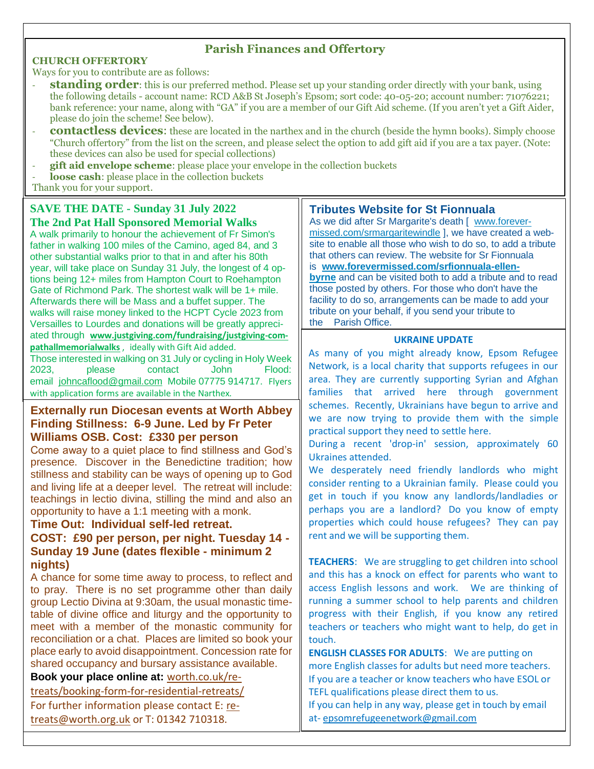## Parish Finances and Offertory

**CHURCH OFFERTORY**

Ways for you to contribute are as follows:

- **standing order**: this is our preferred method. Please set up your standing order directly with your bank, using the following details - account name: RCD A&B St Joseph's Epsom; sort code: 40-05-20; account number: 71076221; bank reference: your name, along with "GA" if you are a member of our Gift Aid scheme. (If you aren't yet a Gift Aider, please do join the scheme! See below).
- **contactless devices**: these are located in the narthex and in the church (beside the hymn books). Simply choose "Church offertory" from the list on the screen, and please select the option to add gift aid if you are a tax payer. (Note: these devices can also be used for special collections)
- **gift aid envelope scheme**: please place your envelope in the collection buckets
- **loose cash**: please place in the collection buckets

Thank you for your support.

### SAVE THE DATE - Sunday 31 July 2022

**The 2nd Pat Hall Sponsored Memorial Walks**

A walk primarily to honour the achievement of Fr Simon's father in walking 100 miles of the Camino, aged 84, and 3 other substantial walks prior to that in and after his 80th year, will take place on Sunday 31 July, the longest of 4 options being 12+ miles from Hampton Court to Roehampton Gate of Richmond Park. The shortest walk will be 1+ mile. Afterwards there will be Mass and a buffet supper. The walks will raise money linked to the HCPT Cycle 2023 from Versailles to Lourdes and donations will be greatly appreciated through **www.justgiving.com/fundraising/justgiving-com-pathallmemorialwalks** , ideally with Gift Aid added.

Those interested in walking on 31 July or cycling in Holy Week 2023, please contact John Flood: email johncaflood@gmail.com Mobile 07775 914717. Flyers with application forms are available in the Narthex.

### Externally run Diocesan events at Worth Abbey

**Finding Stillness: 6-9 June. Led by Fr Peter Williams OSB. Cost: £330 per person**

Come away to a quiet place to find stillness and God's presence. Discover in the Benedictine tradition; how stillness and stability can be ways of opening up to God and living life at a deeper level. The retreat will include: teachings in lectio divina, stilling the mind and also an opportunity to have a 1:1 meeting with a monk.

**Time Out: Individual self-led retreat.**

**COST: £90 per person, per night. Tuesday 14 - Sunday 19 June (dates flexible - minimum 2 nights)**

A chance for some time away to process, to reflect and to pray. There is no set programme other than daily group Lectio Divina at 9:30am, the usual monastic timetable of divine office and liturgy and the opportunity to meet with a member of the monastic community for reconciliation or a chat. Places are limited so book your place early to avoid disappointment. Concession rate for shared occupancy and bursary assistance available.

**Book your place online at:** worth.co.uk/retreats/booking-form-for-residential-retreats/

For further information please contact E: retreats@worth.org.uk or T: 01342 710318.

### Tributes Website for St Fionnuala

As we did after Sr Margarite's death [ www.forever-missed.com/srmargaritewindle ], we have created a website to enable all those who wish to do so, to add a tribute that others can review. The website for Sr Fionnuala is **www.forevermissed.com/srfionnuala-ellen-byrne** and can be visited both to add a tribute and to read those posted by others. For those who don't have the facility to do so, arrangements can be made to add your tribute on your behalf, if you send your tribute to the Parish Office.

### UKRAINE UPDATE

As many of you might already know, Epsom Refugee Network, is a local charity that supports refugees in our area. They are currently supporting Syrian and Afghan families that arrived here through government schemes. Recently, Ukrainians have begun to arrive and we are now trying to provide them with the simple practical support they need to settle here.

During a recent 'drop-in' session, approximately 60 Ukraines attended.

We desperately need friendly landlords who might consider renting to a Ukrainian family. Please could you get in touch if you know any landlords/landladies or perhaps you are a landlord? Do you know of empty properties which could house refugees? They can pay rent and we will be supporting them.

**TEACHERS**: We are struggling to get children into school and this has a knock on effect for parents who want to access English lessons and work. We are thinking of running a summer school to help parents and children progress with their English, if you know any retired teachers or teachers who might want to help, do get in touch.

**ENGLISH CLASSES FOR ADULTS**: We are putting on more English classes for adults but need more teachers. If you are a teacher or know teachers who have ESOL or TEFL qualifications please direct them to us.

If you can help in any way, please get in touch by email at- epsomrefugeenetwork@gmail.com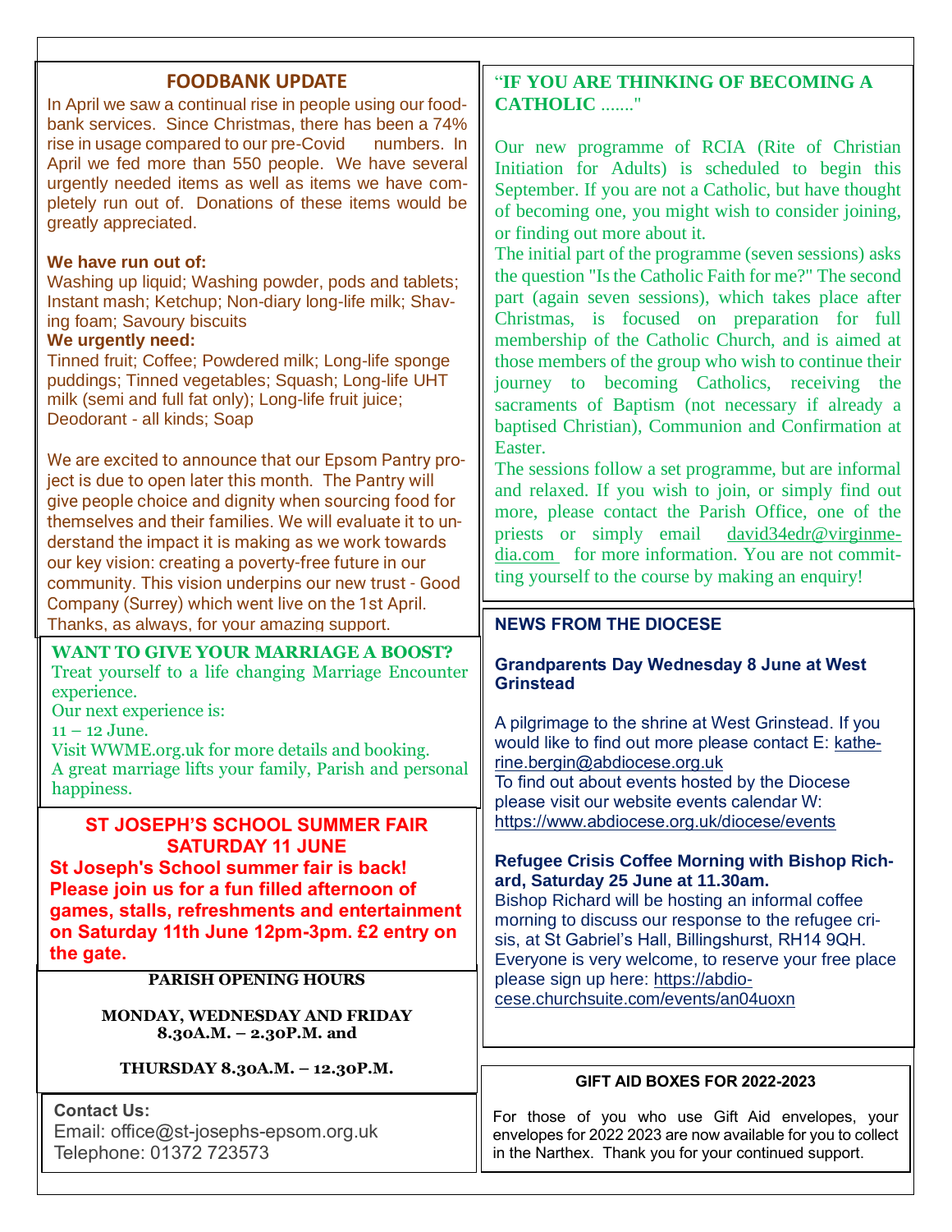## FOODBANK UPDATE

In April we saw a continual rise in people using our food-bank services. Since Christmas, there has been a 74% rise in usage compared to our pre-Covid numbers. In April we fed more than 550 people. We have several urgently needed items as well as items we have completely run out of. Donations of these items would be greatly appreciated.

**We have run out of:**
Washing up liquid; Washing powder, pods and tablets; Instant mash; Ketchup; Non-diary long-life milk; Shaving foam; Savoury biscuits

**We urgently need:**
Tinned fruit; Coffee; Powdered milk; Long-life sponge puddings; Tinned vegetables; Squash; Long-life UHT milk (semi and full fat only); Long-life fruit juice; Deodorant - all kinds; Soap

We are excited to announce that our Epsom Pantry project is due to open later this month. The Pantry will give people choice and dignity when sourcing food for themselves and their families. We will evaluate it to understand the impact it is making as we work towards our key vision: creating a poverty-free future in our community. This vision underpins our new trust - Good Company (Surrey) which went live on the 1st April. Thanks, as always, for your amazing support.

## WANT TO GIVE YOUR MARRIAGE A BOOST?

Treat yourself to a life changing Marriage Encounter experience.
Our next experience is:
11 – 12 June.
Visit WWME.org.uk for more details and booking.
A great marriage lifts your family, Parish and personal happiness.

## ST JOSEPH'S SCHOOL SUMMER FAIR SATURDAY 11 JUNE

**St Joseph's School summer fair is back! Please join us for a fun filled afternoon of games, stalls, refreshments and entertainment on Saturday 11th June 12pm-3pm. £2 entry on the gate.**

## PARISH OPENING HOURS

**MONDAY, WEDNESDAY AND FRIDAY 8.30A.M. – 2.30P.M. and**

**THURSDAY 8.30A.M. – 12.30P.M.**

**Contact Us:**
Email: office@st-josephs-epsom.org.uk
Telephone: 01372 723573

## "IF YOU ARE THINKING OF BECOMING A CATHOLIC ......."

Our new programme of RCIA (Rite of Christian Initiation for Adults) is scheduled to begin this September. If you are not a Catholic, but have thought of becoming one, you might wish to consider joining, or finding out more about it.

The initial part of the programme (seven sessions) asks the question "Is the Catholic Faith for me?" The second part (again seven sessions), which takes place after Christmas, is focused on preparation for full membership of the Catholic Church, and is aimed at those members of the group who wish to continue their journey to becoming Catholics, receiving the sacraments of Baptism (not necessary if already a baptised Christian), Communion and Confirmation at Easter.

The sessions follow a set programme, but are informal and relaxed. If you wish to join, or simply find out more, please contact the Parish Office, one of the priests or simply email david34edr@virginmedia.com for more information. You are not committing yourself to the course by making an enquiry!

## NEWS FROM THE DIOCESE

**Grandparents Day Wednesday 8 June at West Grinstead**

A pilgrimage to the shrine at West Grinstead. If you would like to find out more please contact E: katherine.bergin@abdiocese.org.uk
To find out about events hosted by the Diocese please visit our website events calendar W: https://www.abdiocese.org.uk/diocese/events

**Refugee Crisis Coffee Morning with Bishop Richard, Saturday 25 June at 11.30am.**
Bishop Richard will be hosting an informal coffee morning to discuss our response to the refugee crisis, at St Gabriel's Hall, Billingshurst, RH14 9QH. Everyone is very welcome, to reserve your free place please sign up here: https://abdiocese.churchsuite.com/events/an04uoxn

## GIFT AID BOXES FOR 2022-2023

For those of you who use Gift Aid envelopes, your envelopes for 2022 2023 are now available for you to collect in the Narthex. Thank you for your continued support.